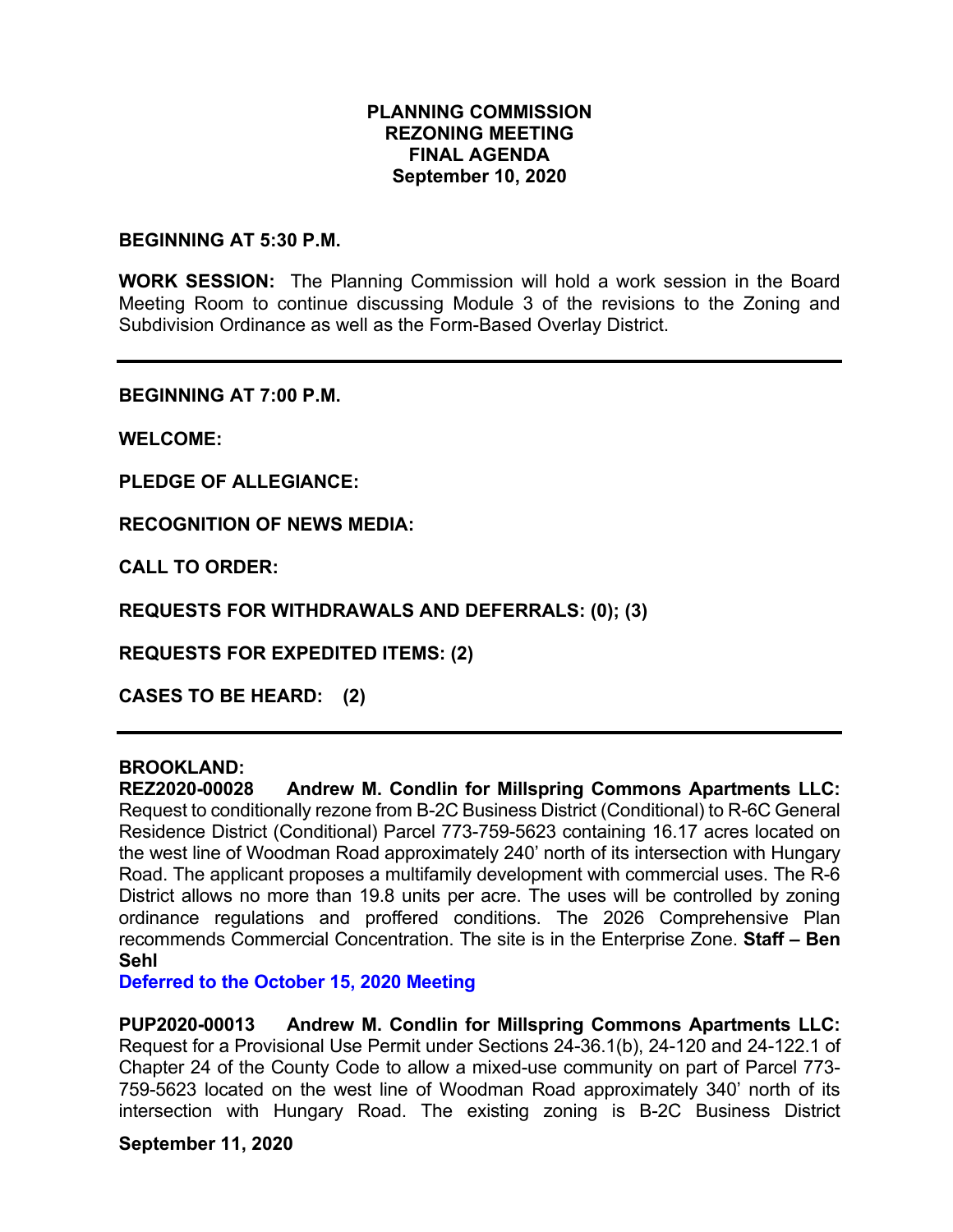# PLANNING COMMISSION
## REZONING MEETING
## FINAL AGENDA
## September 10, 2020

**BEGINNING AT 5:30 P.M.**

**WORK SESSION:** The Planning Commission will hold a work session in the Board Meeting Room to continue discussing Module 3 of the revisions to the Zoning and Subdivision Ordinance as well as the Form-Based Overlay District.

---

**BEGINNING AT 7:00 P.M.**

**WELCOME:**

**PLEDGE OF ALLEGIANCE:**

**RECOGNITION OF NEWS MEDIA:**

**CALL TO ORDER:**

**REQUESTS FOR WITHDRAWALS AND DEFERRALS: (0); (3)**

**REQUESTS FOR EXPEDITED ITEMS: (2)**

**CASES TO BE HEARD: (2)**

---

**BROOKLAND:**

**REZ2020-00028 Andrew M. Condlin for Millspring Commons Apartments LLC:** Request to conditionally rezone from B-2C Business District (Conditional) to R-6C General Residence District (Conditional) Parcel 773-759-5623 containing 16.17 acres located on the west line of Woodman Road approximately 240' north of its intersection with Hungary Road. The applicant proposes a multifamily development with commercial uses. The R-6 District allows no more than 19.8 units per acre. The uses will be controlled by zoning ordinance regulations and proffered conditions. The 2026 Comprehensive Plan recommends Commercial Concentration. The site is in the Enterprise Zone. **Staff – Ben Sehl**

**Deferred to the October 15, 2020 Meeting**

**PUP2020-00013 Andrew M. Condlin for Millspring Commons Apartments LLC:** Request for a Provisional Use Permit under Sections 24-36.1(b), 24-120 and 24-122.1 of Chapter 24 of the County Code to allow a mixed-use community on part of Parcel 773-759-5623 located on the west line of Woodman Road approximately 340' north of its intersection with Hungary Road. The existing zoning is B-2C Business District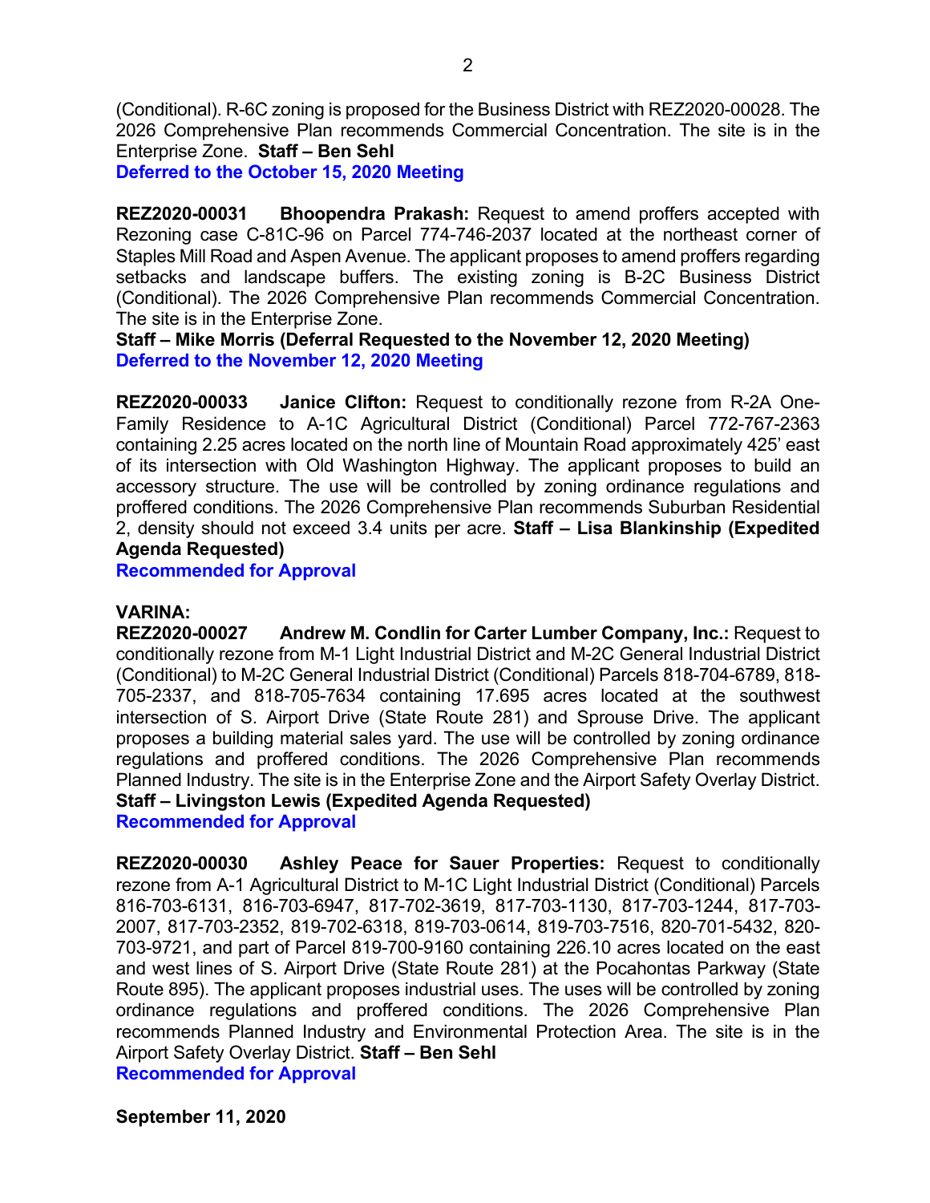(Conditional). R-6C zoning is proposed for the Business District with REZ2020-00028. The 2026 Comprehensive Plan recommends Commercial Concentration. The site is in the Enterprise Zone. **Staff – Ben Sehl**
**Deferred to the October 15, 2020 Meeting**

**REZ2020-00031 Bhoopendra Prakash:** Request to amend proffers accepted with Rezoning case C-81C-96 on Parcel 774-746-2037 located at the northeast corner of Staples Mill Road and Aspen Avenue. The applicant proposes to amend proffers regarding setbacks and landscape buffers. The existing zoning is B-2C Business District (Conditional). The 2026 Comprehensive Plan recommends Commercial Concentration. The site is in the Enterprise Zone.
**Staff – Mike Morris (Deferral Requested to the November 12, 2020 Meeting)**
**Deferred to the November 12, 2020 Meeting**

**REZ2020-00033 Janice Clifton:** Request to conditionally rezone from R-2A One-Family Residence to A-1C Agricultural District (Conditional) Parcel 772-767-2363 containing 2.25 acres located on the north line of Mountain Road approximately 425' east of its intersection with Old Washington Highway. The applicant proposes to build an accessory structure. The use will be controlled by zoning ordinance regulations and proffered conditions. The 2026 Comprehensive Plan recommends Suburban Residential 2, density should not exceed 3.4 units per acre. **Staff – Lisa Blankinship (Expedited Agenda Requested)**
**Recommended for Approval**

**VARINA:**
**REZ2020-00027 Andrew M. Condlin for Carter Lumber Company, Inc.:** Request to conditionally rezone from M-1 Light Industrial District and M-2C General Industrial District (Conditional) to M-2C General Industrial District (Conditional) Parcels 818-704-6789, 818-705-2337, and 818-705-7634 containing 17.695 acres located at the southwest intersection of S. Airport Drive (State Route 281) and Sprouse Drive. The applicant proposes a building material sales yard. The use will be controlled by zoning ordinance regulations and proffered conditions. The 2026 Comprehensive Plan recommends Planned Industry. The site is in the Enterprise Zone and the Airport Safety Overlay District.
**Staff – Livingston Lewis (Expedited Agenda Requested)**
**Recommended for Approval**

**REZ2020-00030 Ashley Peace for Sauer Properties:** Request to conditionally rezone from A-1 Agricultural District to M-1C Light Industrial District (Conditional) Parcels 816-703-6131, 816-703-6947, 817-702-3619, 817-703-1130, 817-703-1244, 817-703-2007, 817-703-2352, 819-702-6318, 819-703-0614, 819-703-7516, 820-701-5432, 820-703-9721, and part of Parcel 819-700-9160 containing 226.10 acres located on the east and west lines of S. Airport Drive (State Route 281) at the Pocahontas Parkway (State Route 895). The applicant proposes industrial uses. The uses will be controlled by zoning ordinance regulations and proffered conditions. The 2026 Comprehensive Plan recommends Planned Industry and Environmental Protection Area. The site is in the Airport Safety Overlay District. **Staff – Ben Sehl**
**Recommended for Approval**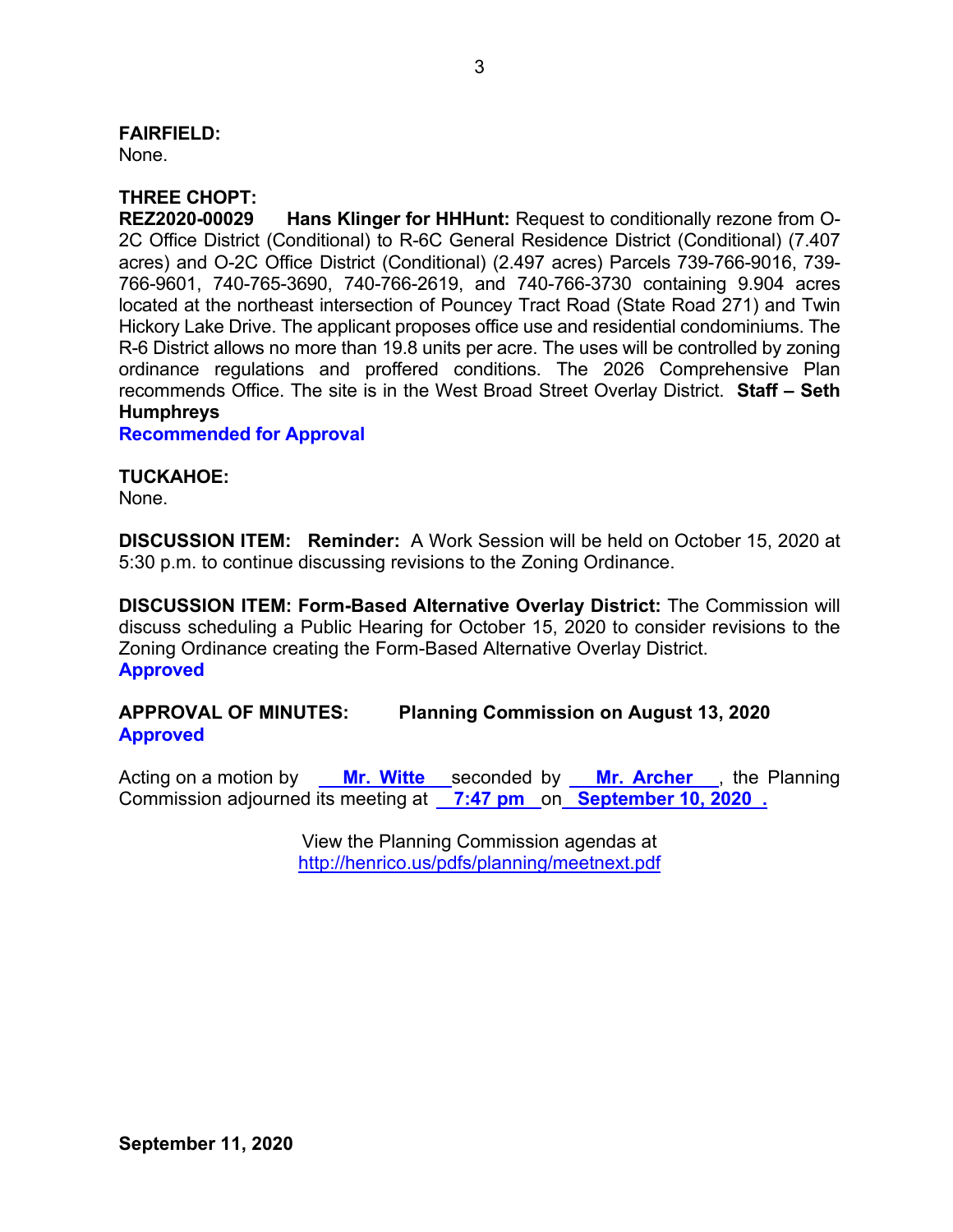**FAIRFIELD:**
None.

**THREE CHOPT:**
**REZ2020-00029 Hans Klinger for HHHunt:** Request to conditionally rezone from O-2C Office District (Conditional) to R-6C General Residence District (Conditional) (7.407 acres) and O-2C Office District (Conditional) (2.497 acres) Parcels 739-766-9016, 739-766-9601, 740-765-3690, 740-766-2619, and 740-766-3730 containing 9.904 acres located at the northeast intersection of Pouncey Tract Road (State Road 271) and Twin Hickory Lake Drive. The applicant proposes office use and residential condominiums. The R-6 District allows no more than 19.8 units per acre. The uses will be controlled by zoning ordinance regulations and proffered conditions. The 2026 Comprehensive Plan recommends Office. The site is in the West Broad Street Overlay District. **Staff – Seth Humphreys**
**Recommended for Approval**

**TUCKAHOE:**
None.

**DISCUSSION ITEM: Reminder:** A Work Session will be held on October 15, 2020 at 5:30 p.m. to continue discussing revisions to the Zoning Ordinance.

**DISCUSSION ITEM: Form-Based Alternative Overlay District:** The Commission will discuss scheduling a Public Hearing for October 15, 2020 to consider revisions to the Zoning Ordinance creating the Form-Based Alternative Overlay District.
**Approved**

**APPROVAL OF MINUTES: Planning Commission on August 13, 2020**
**Approved**

Acting on a motion by **Mr. Witte** seconded by **Mr. Archer**, the Planning Commission adjourned its meeting at **7:47 pm** on **September 10, 2020**.

View the Planning Commission agendas at
http://henrico.us/pdfs/planning/meetnext.pdf

**September 11, 2020**